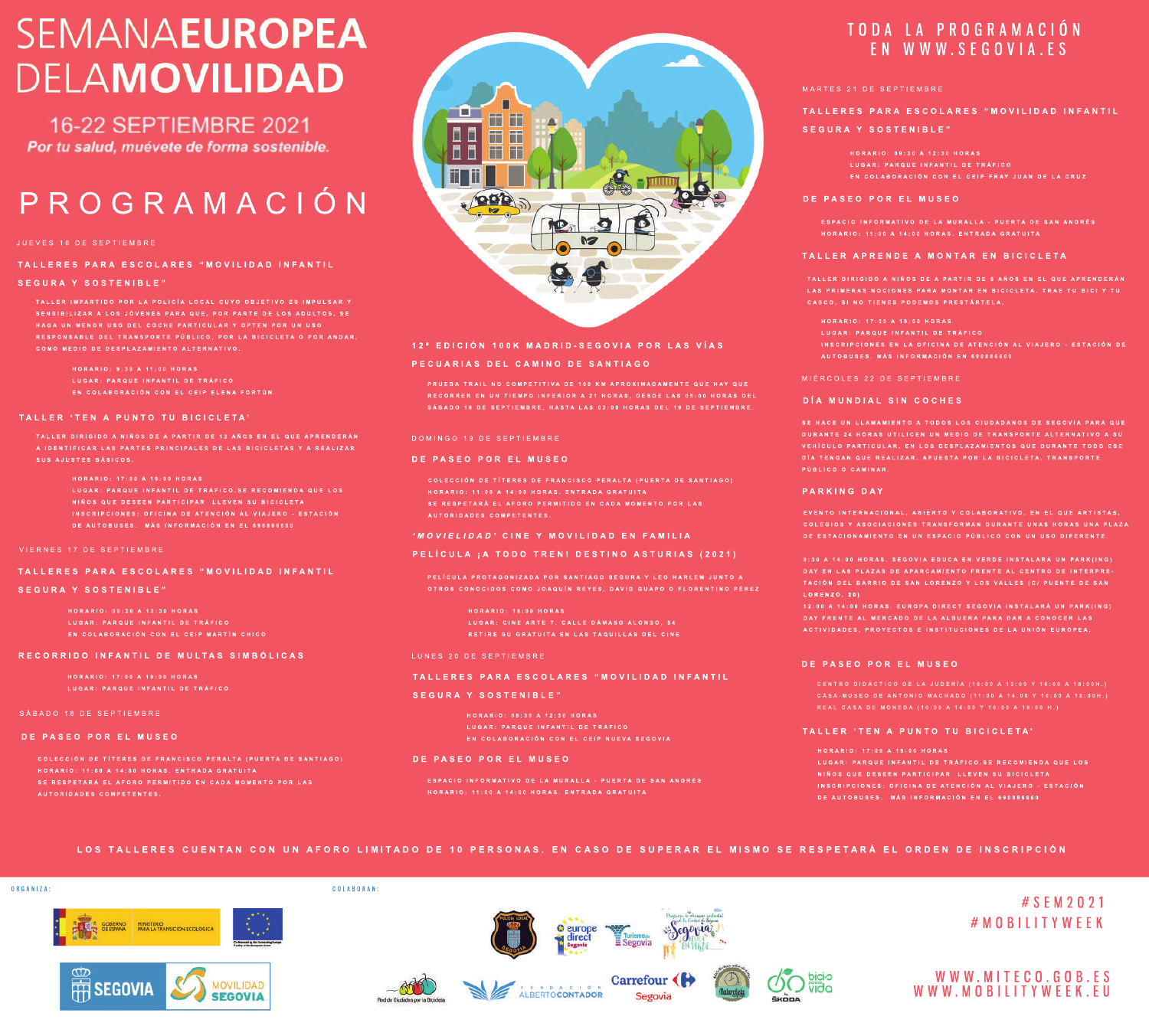# SEMANA EUROPEA DE LA MOVILIDAD

## 16-22 SEPTIEMBRE 2021

*Por tu salud, muévete de forma sostenible.*

# PROGRAMACIÓN

TODA LA PROGRAMACIÓN EN WWW.SEGOVIA.ES

### JUEVES 16 DE SEPTIEMBRE

**TALLERES PARA ESCOLARES "MOVILIDAD INFANTIL SEGURA Y SOSTENIBLE"**

TALLER IMPARTIDO POR LA POLICÍA LOCAL CUYO OBJETIVO ES IMPULSAR Y SENSIBILIZAR A LOS JÓVENES PARA QUE, POR PARTE DE LOS ADULTOS, SE HAGA UN MENOR USO DEL COCHE PARTICULAR Y OPTEN POR UN USO RESPONSABLE DEL TRANSPORTE PÚBLICO, POR LA BICICLETA O POR ANDAR, COMO MEDIO DE DESPLAZAMIENTO ALTERNATIVO.

HORARIO: 9:30 A 11:00 HORAS
LUGAR: PARQUE INFANTIL DE TRÁFICO
EN COLABORACIÓN CON EL CEIP ELENA FORTÚN

**TALLER 'TEN A PUNTO TU BICICLETA'**

TALLER DIRIGIDO A NIÑOS DE A PARTIR DE 12 AÑOS EN EL QUE APRENDERÁN A IDENTIFICAR LAS PARTES PRINCIPALES DE LAS BICICLETAS Y A REALIZAR SUS AJUSTES BÁSICOS.

HORARIO: 17:00 A 19:00 HORAS
LUGAR: PARQUE INFANTIL DE TRÁFICO.SE RECOMIENDA QUE LOS NIÑOS QUE DESEEN PARTICIPAR LLEVEN SU BICICLETA
INSCRIPCIONES: OFICINA DE ATENCIÓN AL VIAJERO - ESTACIÓN DE AUTOBUSES. MÁS INFORMACIÓN EN EL 690886660

### VIERNES 17 DE SEPTIEMBRE

**TALLERES PARA ESCOLARES "MOVILIDAD INFANTIL SEGURA Y SOSTENIBLE"**

HORARIO: 09:30 A 12:30 HORAS
LUGAR: PARQUE INFANTIL DE TRÁFICO
EN COLABORACIÓN CON EL CEIP MARTÍN CHICO

**RECORRIDO INFANTIL DE MULTAS SIMBÓLICAS**

HORARIO: 17:00 A 19:00 HORAS
LUGAR: PARQUE INFANTIL DE TRÁFICO

### SÁBADO 18 DE SEPTIEMBRE

**DE PASEO POR EL MUSEO**

COLECCIÓN DE TÍTERES DE FRANCISCO PERALTA (PUERTA DE SANTIAGO)
HORARIO: 11:00 A 14:00 HORAS. ENTRADA GRATUITA
SE RESPETARÁ EL AFORO PERMITIDO EN CADA MOMENTO POR LAS AUTORIDADES COMPETENTES.

**12ª EDICIÓN 100K MADRID-SEGOVIA POR LAS VÍAS PECUARIAS DEL CAMINO DE SANTIAGO**

PRUEBA TRAIL NO COMPETITIVA DE 100 KM APROXIMADAMENTE QUE HAY QUE RECORRER EN UN TIEMPO INFERIOR A 21 HORAS, DESDE LAS 05:00 HORAS DEL SÁBADO 18 DE SEPTIEMBRE, HASTA LAS 02:00 HORAS DEL 19 DE SEPTIEMBRE.

### DOMINGO 19 DE SEPTIEMBRE

**DE PASEO POR EL MUSEO**

COLECCIÓN DE TÍTERES DE FRANCISCO PERALTA (PUERTA DE SANTIAGO)
HORARIO: 11:00 A 14:00 HORAS. ENTRADA GRATUITA
SE RESPETARÁ EL AFORO PERMITIDO EN CADA MOMENTO POR LAS AUTORIDADES COMPETENTES.

**'MOVIELIDAD' CINE Y MOVILIDAD EN FAMILIA**
**PELÍCULA ¡A TODO TREN! DESTINO ASTURIAS (2021)**

PELÍCULA PROTAGONIZADA POR SANTIAGO SEGURA Y LEO HARLEM JUNTO A OTROS CONOCIDOS COMO JOAQUÍN REYES, DAVID GUAPO O FLORENTINO PÉREZ

HORARIO: 18:00 HORAS
LUGAR: CINE ARTE 7. CALLE DÁMASO ALONSO, 54
RETIRE SU GRATUITA EN LAS TAQUILLAS DEL CINE

### LUNES 20 DE SEPTIEMBRE

**TALLERES PARA ESCOLARES "MOVILIDAD INFANTIL SEGURA Y SOSTENIBLE"**

HORARIO: 09:30 A 12:30 HORAS
LUGAR: PARQUE INFANTIL DE TRÁFICO
EN COLABORACIÓN CON EL CEIP NUEVA SEGOVIA

**DE PASEO POR EL MUSEO**

ESPACIO INFORMATIVO DE LA MURALLA - PUERTA DE SAN ANDRÉS
HORARIO: 11:00 A 14:00 HORAS. ENTRADA GRATUITA

### MARTES 21 DE SEPTIEMBRE

**TALLERES PARA ESCOLARES "MOVILIDAD INFANTIL SEGURA Y SOSTENIBLE"**

HORARIO: 09:30 A 12:30 HORAS
LUGAR: PARQUE INFANTIL DE TRÁFICO
EN COLABORACIÓN CON EL CEIP FRAY JUAN DE LA CRUZ

**DE PASEO POR EL MUSEO**

ESPACIO INFORMATIVO DE LA MURALLA - PUERTA DE SAN ANDRÉS
HORARIO: 11:00 A 14:00 HORAS. ENTRADA GRATUITA

**TALLER APRENDE A MONTAR EN BICICLETA**

TALLER DIRIGIDO A NIÑOS DE A PARTIR DE 6 AÑOS EN EL QUE APRENDERÁN LAS PRIMERAS NOCIONES PARA MONTAR EN BICICLETA. TRAE TU BICI Y TU CASCO, SI NO TIENES PODEMOS PRESTÁRTELA.

HORARIO: 17:00 A 19:00 HORAS
LUGAR: PARQUE INFANTIL DE TRÁFICO
INSCRIPCIONES EN LA OFICINA DE ATENCIÓN AL VIAJERO - ESTACIÓN DE AUTOBUSES. MÁS INFORMACIÓN EN 690886660

### MIÉRCOLES 22 DE SEPTIEMBRE

**DÍA MUNDIAL SIN COCHES**

SE HACE UN LLAMAMIENTO A TODOS LOS CIUDADANOS DE SEGOVIA PARA QUE DURANTE 24 HORAS UTILICEN UN MEDIO DE TRANSPORTE ALTERNATIVO A SU VEHÍCULO PARTICULAR, EN LOS DESPLAZAMIENTOS QUE DURANTE TODO ESE DÍA TENGAN QUE REALIZAR. APUESTA POR LA BICICLETA, TRANSPORTE PÚBLICO O CAMINAR.

**PARKING DAY**

EVENTO INTERNACIONAL, ABIERTO Y COLABORATIVO, EN EL QUE ARTISTAS, COLEGIOS Y ASOCIACIONES TRANSFORMAN DURANTE UNAS HORAS UNA PLAZA DE ESTACIONAMIENTO EN UN ESPACIO PÚBLICO CON UN USO DIFERENTE.

9:30 A 14:00 HORAS. SEGOVIA EDUCA EN VERDE INSTALARÁ UN PARK(ING) DAY EN LAS PLAZAS DE APARCAMIENTO FRENTE AL CENTRO DE INTERPRETACIÓN DEL BARRIO DE SAN LORENZO Y LOS VALLES (C/ PUENTE DE SAN LORENZO, 20)
12:00 A 14:00 HORAS. EUROPA DIRECT SEGOVIA INSTALARÁ UN PARK(ING) DAY FRENTE AL MERCADO DE LA ALBUERA PARA DAR A CONOCER LAS ACTIVIDADES, PROYECTOS E INSTITUCIONES DE LA UNIÓN EUROPEA.

**DE PASEO POR EL MUSEO**

CENTRO DIDÁCTICO DE LA JUDERÍA (10:00 A 13:00 Y 16:00 A 18:00H.)
CASA-MUSEO DE ANTONIO MACHADO (11:00 A 14:00 Y 16:00 A 18:00H.)
REAL CASA DE MONEDA (10:00 A 14:00 Y 16:00 A 18:00 H.)

**TALLER 'TEN A PUNTO TU BICICLETA'**

HORARIO: 17:00 A 19:00 HORAS
LUGAR: PARQUE INFANTIL DE TRÁFICO.SE RECOMIENDA QUE LOS NIÑOS QUE DESEEN PARTICIPAR LLEVEN SU BICICLETA
INSCRIPCIONES: OFICINA DE ATENCIÓN AL VIAJERO - ESTACIÓN DE AUTOBUSES. MÁS INFORMACIÓN EN EL 690886660

**LOS TALLERES CUENTAN CON UN AFORO LIMITADO DE 10 PERSONAS. EN CASO DE SUPERAR EL MISMO SE RESPETARÁ EL ORDEN DE INSCRIPCIÓN**

ORGANIZA: Gobierno de España – Ministerio para la Transición Ecológica; Segovia; Movilidad Segovia

COLABORAN: Policía Local Segovia; Europe Direct Segovia; Turismo de Segovia; Segovia Educa en Verde; Red de Ciudades por la Bicicleta; Fundación Alberto Contador; Carrefour Segovia; Biciclown; Bici para la vida by Škoda

#SEM2021
#MOBILITYWEEK

WWW.MITECO.GOB.ES
WWW.MOBILITYWEEK.EU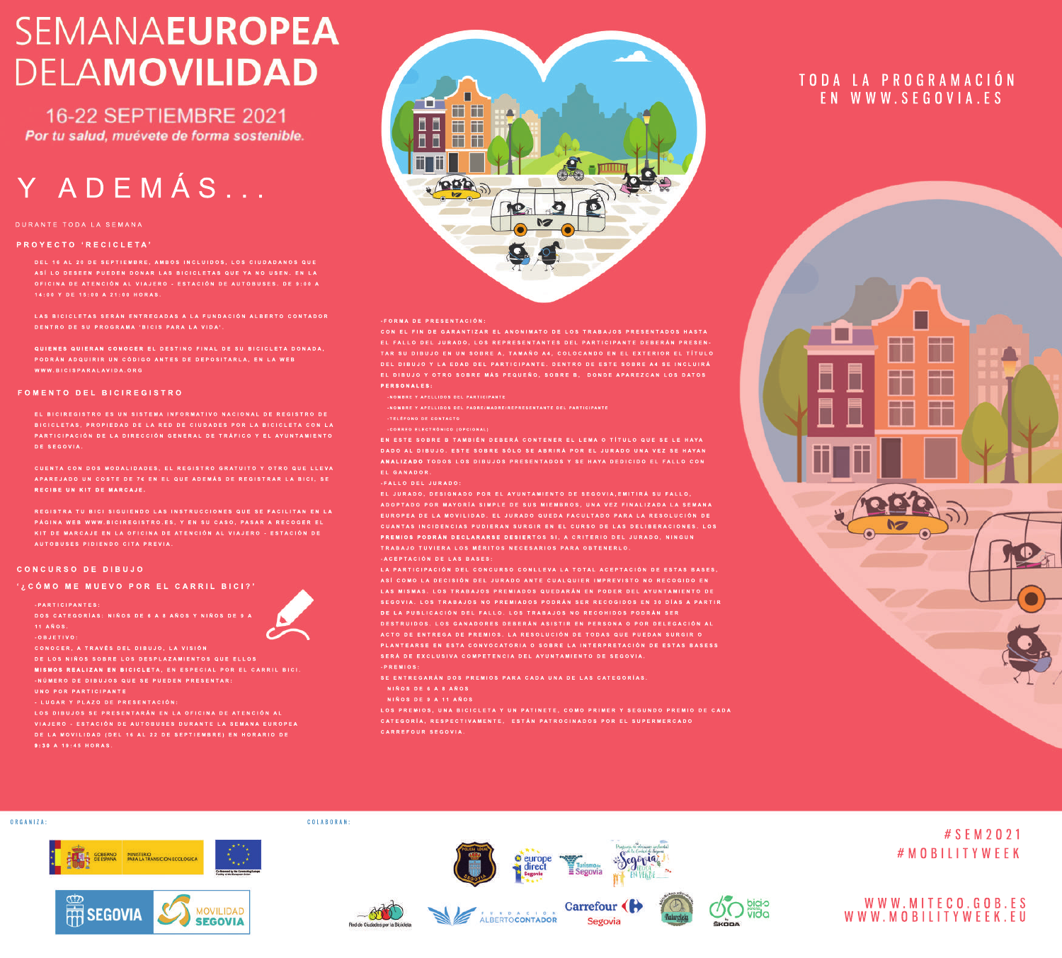# SEMANA EUROPEA DE LA MOVILIDAD

16-22 SEPTIEMBRE 2021

*Por tu salud, muévete de forma sostenible.*

TODA LA PROGRAMACIÓN EN WWW.SEGOVIA.ES

## Y ADEMÁS...

DURANTE TODA LA SEMANA

### PROYECTO 'RECICLETA'

DEL 16 AL 20 DE SEPTIEMBRE, AMBOS INCLUIDOS, LOS CIUDADANOS QUE ASÍ LO DESEEN PUEDEN DONAR LAS BICICLETAS QUE YA NO USEN. EN LA OFICINA DE ATENCIÓN AL VIAJERO - ESTACIÓN DE AUTOBUSES. DE 9:00 A 14:00 Y DE 15:00 A 21:00 HORAS.

LAS BICICLETAS SERÁN ENTREGADAS A LA FUNDACIÓN ALBERTO CONTADOR DENTRO DE SU PROGRAMA 'BICIS PARA LA VIDA'.

**QUIENES QUIERAN CONOCER** EL DESTINO FINAL DE SU BICICLETA DONADA, PODRÁN ADQUIRIR UN CÓDIGO ANTES DE DEPOSITARLA, EN LA WEB WWW.BICISPARALAVIDA.ORG

### FOMENTO DEL BICIREGISTRO

EL BICIREGISTRO ES UN SISTEMA INFORMATIVO NACIONAL DE REGISTRO DE BICICLETAS, PROPIEDAD DE LA RED DE CIUDADES POR LA BICICLETA CON LA PARTICIPACIÓN DE LA DIRECCIÓN GENERAL DE TRÁFICO Y EL AYUNTAMIENTO DE SEGOVIA.

CUENTA CON DOS MODALIDADES, EL REGISTRO GRATUITO Y OTRO QUE LLEVA APAREJADO UN COSTE DE 7€ EN EL QUE ADEMÁS DE REGISTRAR LA BICI, SE **RECIBE UN KIT DE MARCAJE.**

REGISTRA TU BICI SIGUIENDO LAS INSTRUCCIONES QUE SE FACILITAN EN LA PÁGINA WEB WWW.BICIREGISTRO.ES, Y EN SU CASO, PASAR A RECOGER EL KIT DE MARCAJE EN LA OFICINA DE ATENCIÓN AL VIAJERO - ESTACIÓN DE AUTOBUSES PIDIENDO CITA PREVIA.

### CONCURSO DE DIBUJO

### '¿CÓMO ME MUEVO POR EL CARRIL BICI?'

-PARTICIPANTES:
DOS CATEGORÍAS: NIÑOS DE 6 A 8 AÑOS Y NIÑOS DE 9 A 11 AÑOS.

-OBJETIVO:
CONOCER, A TRAVÉS DEL DIBUJO, LA VISIÓN DE LOS NIÑOS SOBRE LOS DESPLAZAMIENTOS QUE ELLOS **MISMOS REALIZAN EN BICICLETA**, EN ESPECIAL POR EL CARRIL BICI.

-NÚMERO DE DIBUJOS QUE SE PUEDEN PRESENTAR:
UNO POR PARTICIPANTE

- LUGAR Y PLAZO DE PRESENTACIÓN:
LOS DIBUJOS SE PRESENTARÁN EN LA OFICINA DE ATENCIÓN AL VIAJERO - ESTACIÓN DE AUTOBUSES DURANTE LA SEMANA EUROPEA DE LA MOVILIDAD (DEL 16 AL 22 DE SEPTIEMBRE) EN HORARIO DE **9:30 A 19:45 HORAS.**

-FORMA DE PRESENTACIÓN:
CON EL FIN DE GARANTIZAR EL ANONIMATO DE LOS TRABAJOS PRESENTADOS HASTA EL FALLO DEL JURADO, LOS REPRESENTANTES DEL PARTICIPANTE DEBERÁN PRESENTAR SU DIBUJO EN UN SOBRE A, TAMAÑO A4, COLOCANDO EN EL EXTERIOR EL TÍTULO DEL DIBUJO Y LA EDAD DEL PARTICIPANTE. DENTRO DE ESTE SOBRE A4 SE INCLUIRÁ EL DIBUJO Y OTRO SOBRE MÁS PEQUEÑO, SOBRE B, DONDE APAREZCAN LOS DATOS **PERSONALES:**

- -NOMBRE Y APELLIDOS DEL PARTICIPANTE
- -NOMBRE Y APELLIDOS DEL PADRE/MADRE/REPRESENTANTE DEL PARTICIPANTE
- -TELÉFONO DE CONTACTO
- -CORREO ELECTRÓNICO (OPCIONAL)

EN ESTE SOBRE B TAMBIÉN DEBERÁ CONTENER EL LEMA O TÍTULO QUE SE LE HAYA DADO AL DIBUJO. ESTE SOBRE SÓLO SE ABRIRÁ POR EL JURADO UNA VEZ SE HAYAN **ANALIZADO** TODOS LOS DIBUJOS PRESENTADOS Y SE HAYA DEDICIDO EL FALLO CON EL GANADOR.

-FALLO DEL JURADO:
EL JURADO, DESIGNADO POR EL AYUNTAMIENTO DE SEGOVIA,EMITIRÁ SU FALLO, ADOPTADO POR MAYORÍA SIMPLE DE SUS MIEMBROS, UNA VEZ FINALIZADA LA SEMANA EUROPEA DE LA MOVILIDAD. EL JURADO QUEDA FACULTADO PARA LA RESOLUCIÓN DE CUANTAS INCIDENCIAS PUDIERAN SURGIR EN EL CURSO DE LAS DELIBERACIONES. LOS **PREMIOS PODRÁN DECLARARSE DESIERTOS** SI, A CRITERIO DEL JURADO, NINGUN TRABAJO TUVIERA LOS MÉRITOS NECESARIOS PARA OBTENERLO.

-ACEPTACIÓN DE LAS BASES:
LA PARTICIPACIÓN DEL CONCURSO CONLLEVA LA TOTAL ACEPTACIÓN DE ESTAS BASES, ASÍ COMO LA DECISIÓN DEL JURADO ANTE CUALQUIER IMPREVISTO NO RECOGIDO EN LAS MISMAS. LOS TRABAJOS PREMIADOS QUEDARÁN EN PODER DEL AYUNTAMIENTO DE SEGOVIA. LOS TRABAJOS NO PREMIADOS PODRÁN SER RECOGIDOS EN 30 DÍAS A PARTIR DE LA PUBLICACIÓN DEL FALLO. LOS TRABAJOS NO RECOHIDOS PODRÁN SER DESTRUIDOS. LOS GANADORES DEBERÁN ASISTIR EN PERSONA O POR DELEGACIÓN AL ACTO DE ENTREGA DE PREMIOS. LA RESOLUCIÓN DE TODAS QUE PUEDAN SURGIR O PLANTEARSE EN ESTA CONVOCATORIA O SOBRE LA INTERPRETACIÓN DE ESTAS BASESS SERÁ DE EXCLUSIVA COMPETENCIA DEL AYUNTAMIENTO DE SEGOVIA.

-PREMIOS:
SE ENTREGARÁN DOS PREMIOS PARA CADA UNA DE LAS CATEGORÍAS.
NIÑOS DE 6 A 8 AÑOS
NIÑOS DE 9 A 11 AÑOS
LOS PREMIOS, UNA BICICLETA Y UN PATINETE, COMO PRIMER Y SEGUNDO PREMIO DE CADA CATEGORÍA, RESPECTIVAMENTE, ESTÁN PATROCINADOS POR EL SUPERMERCADO CARREFOUR SEGOVIA.

ORGANIZA:

GOBIERNO DE ESPAÑA — MINISTERIO PARA LA TRANSICIÓN ECOLÓGICA
SEGOVIA — MOVILIDAD SEGOVIA

COLABORAN:

Policía Local Segovia, Europe Direct Segovia, Turismo de Segovia, Segovia, Red de Ciudades por la Bicicleta, Fundación Alberto Contador, Carrefour Segovia, Bicis para la vida

#SEM2021
#MOBILITYWEEK

WWW.MITECO.GOB.ES
WWW.MOBILITYWEEK.EU